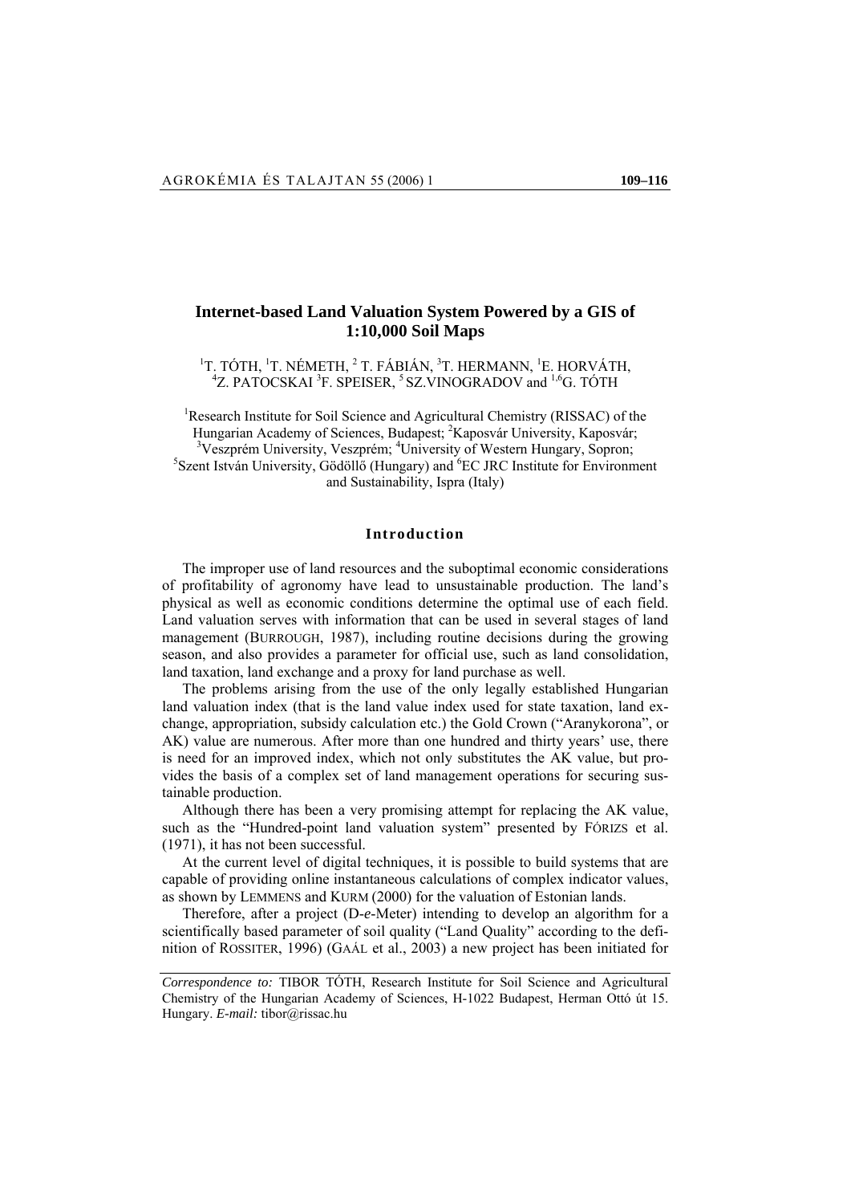# Internet-based Land Valuation System Powered by a GIS of 1:10,000 Soil Maps

[1]T. TÓTH, [1]T. NÉMETH, [2] T. FÁBIÁN, [3]T. HERMANN, [1]E. HORVÁTH, [4]Z. PATOCSKAI [3]F. SPEISER, [5] SZ.VINOGRADOV and [1,6]G. TÓTH

[1]Research Institute for Soil Science and Agricultural Chemistry (RISSAC) of the Hungarian Academy of Sciences, Budapest; [2]Kaposvár University, Kaposvár; [3]Veszprém University, Veszprém; [4]University of Western Hungary, Sopron; [5]Szent István University, Gödöllő (Hungary) and [6]EC JRC Institute for Environment and Sustainability, Ispra (Italy)

## Introduction

The improper use of land resources and the suboptimal economic considerations of profitability of agronomy have lead to unsustainable production. The land's physical as well as economic conditions determine the optimal use of each field. Land valuation serves with information that can be used in several stages of land management (BURROUGH, 1987), including routine decisions during the growing season, and also provides a parameter for official use, such as land consolidation, land taxation, land exchange and a proxy for land purchase as well.

The problems arising from the use of the only legally established Hungarian land valuation index (that is the land value index used for state taxation, land exchange, appropriation, subsidy calculation etc.) the Gold Crown ("Aranykorona", or AK) value are numerous. After more than one hundred and thirty years' use, there is need for an improved index, which not only substitutes the AK value, but provides the basis of a complex set of land management operations for securing sustainable production.

Although there has been a very promising attempt for replacing the AK value, such as the "Hundred-point land valuation system" presented by FÓRIZS et al. (1971), it has not been successful.

At the current level of digital techniques, it is possible to build systems that are capable of providing online instantaneous calculations of complex indicator values, as shown by LEMMENS and KURM (2000) for the valuation of Estonian lands.

Therefore, after a project (D-*e*-Meter) intending to develop an algorithm for a scientifically based parameter of soil quality ("Land Quality" according to the definition of ROSSITER, 1996) (GAÁL et al., 2003) a new project has been initiated for

*Correspondence to:* TIBOR TÓTH, Research Institute for Soil Science and Agricultural Chemistry of the Hungarian Academy of Sciences, H-1022 Budapest, Herman Ottó út 15. Hungary. *E-mail:* tibor@rissac.hu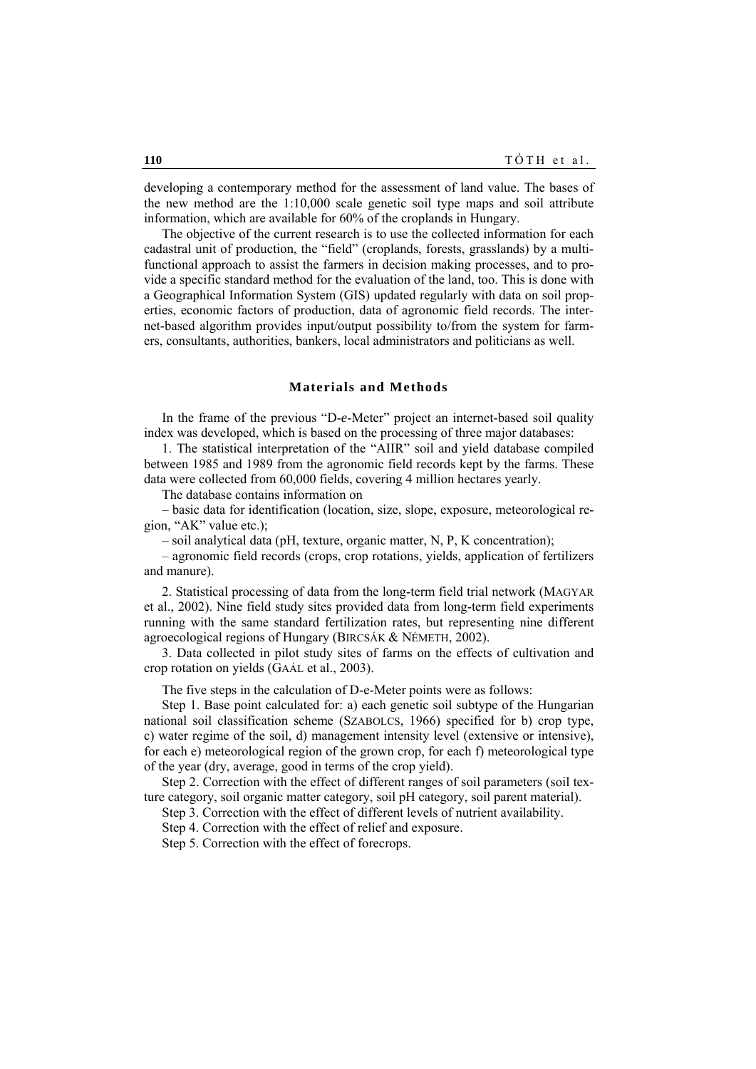developing a contemporary method for the assessment of land value. The bases of the new method are the 1:10,000 scale genetic soil type maps and soil attribute information, which are available for 60% of the croplands in Hungary.

The objective of the current research is to use the collected information for each cadastral unit of production, the "field" (croplands, forests, grasslands) by a multifunctional approach to assist the farmers in decision making processes, and to provide a specific standard method for the evaluation of the land, too. This is done with a Geographical Information System (GIS) updated regularly with data on soil properties, economic factors of production, data of agronomic field records. The internet-based algorithm provides input/output possibility to/from the system for farmers, consultants, authorities, bankers, local administrators and politicians as well.

## Materials and Methods

In the frame of the previous "D-*e*-Meter" project an internet-based soil quality index was developed, which is based on the processing of three major databases:

1. The statistical interpretation of the "AIIR" soil and yield database compiled between 1985 and 1989 from the agronomic field records kept by the farms. These data were collected from 60,000 fields, covering 4 million hectares yearly.

The database contains information on

– basic data for identification (location, size, slope, exposure, meteorological region, "AK" value etc.);

– soil analytical data (pH, texture, organic matter, N, P, K concentration);

– agronomic field records (crops, crop rotations, yields, application of fertilizers and manure).

2. Statistical processing of data from the long-term field trial network (MAGYAR et al., 2002). Nine field study sites provided data from long-term field experiments running with the same standard fertilization rates, but representing nine different agroecological regions of Hungary (BIRCSÁK & NÉMETH, 2002).

3. Data collected in pilot study sites of farms on the effects of cultivation and crop rotation on yields (GAÁL et al., 2003).

The five steps in the calculation of D-e-Meter points were as follows:

Step 1. Base point calculated for: a) each genetic soil subtype of the Hungarian national soil classification scheme (SZABOLCS, 1966) specified for b) crop type, c) water regime of the soil, d) management intensity level (extensive or intensive), for each e) meteorological region of the grown crop, for each f) meteorological type of the year (dry, average, good in terms of the crop yield).

Step 2. Correction with the effect of different ranges of soil parameters (soil texture category, soil organic matter category, soil pH category, soil parent material).

Step 3. Correction with the effect of different levels of nutrient availability.

Step 4. Correction with the effect of relief and exposure.

Step 5. Correction with the effect of forecrops.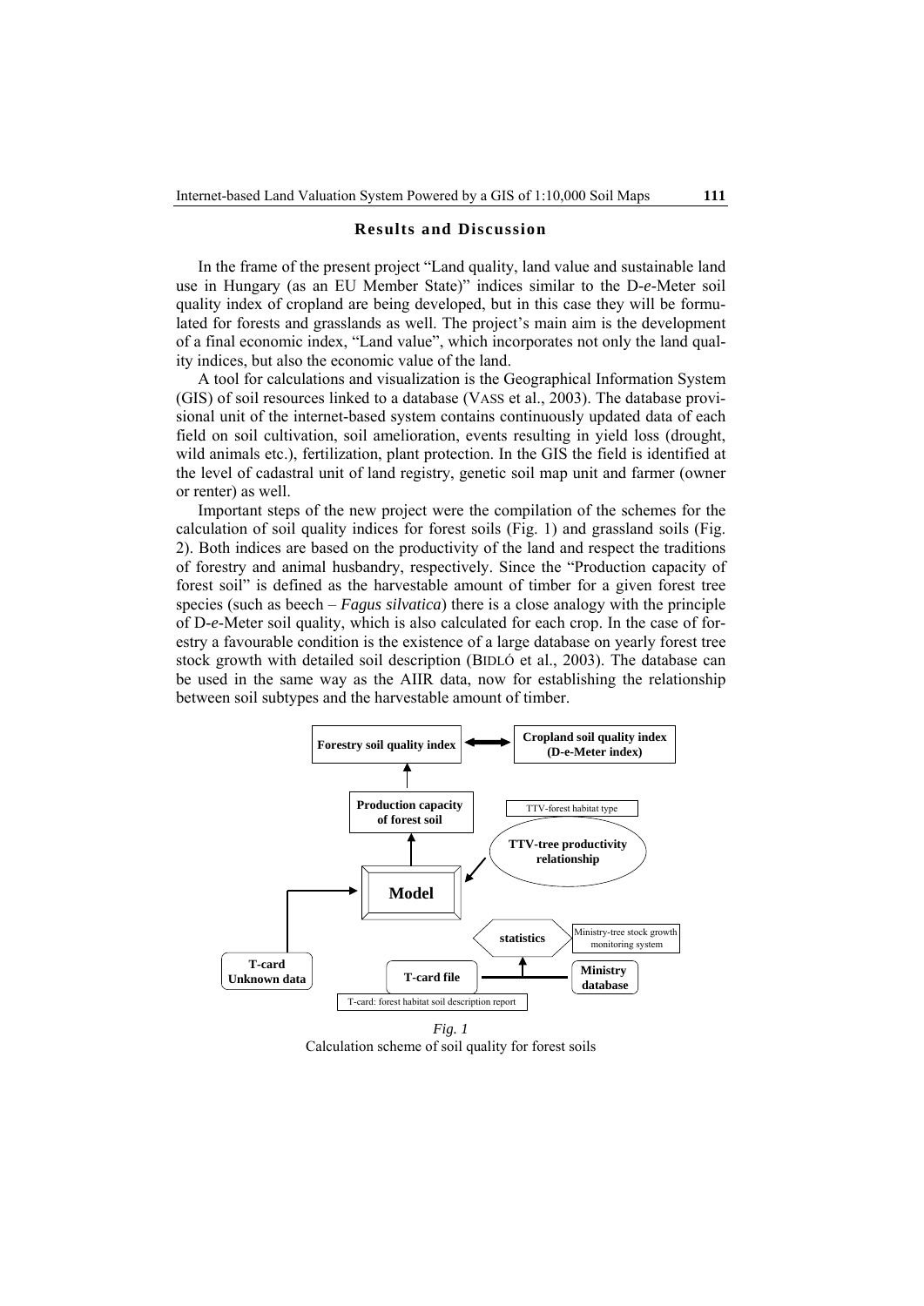## Results and Discussion

In the frame of the present project "Land quality, land value and sustainable land use in Hungary (as an EU Member State)" indices similar to the D-*e*-Meter soil quality index of cropland are being developed, but in this case they will be formulated for forests and grasslands as well. The project's main aim is the development of a final economic index, "Land value", which incorporates not only the land quality indices, but also the economic value of the land.

A tool for calculations and visualization is the Geographical Information System (GIS) of soil resources linked to a database (VASS et al., 2003). The database provisional unit of the internet-based system contains continuously updated data of each field on soil cultivation, soil amelioration, events resulting in yield loss (drought, wild animals etc.), fertilization, plant protection. In the GIS the field is identified at the level of cadastral unit of land registry, genetic soil map unit and farmer (owner or renter) as well.

Important steps of the new project were the compilation of the schemes for the calculation of soil quality indices for forest soils (Fig. 1) and grassland soils (Fig. 2). Both indices are based on the productivity of the land and respect the traditions of forestry and animal husbandry, respectively. Since the "Production capacity of forest soil" is defined as the harvestable amount of timber for a given forest tree species (such as beech – *Fagus silvatica*) there is a close analogy with the principle of D-*e*-Meter soil quality, which is also calculated for each crop. In the case of forestry a favourable condition is the existence of a large database on yearly forest tree stock growth with detailed soil description (BIDLÓ et al., 2003). The database can be used in the same way as the AIIR data, now for establishing the relationship between soil subtypes and the harvestable amount of timber.

Forestry soil quality index ⟷ Cropland soil quality index (D-e-Meter index)

Production capacity of forest soil

TTV-forest habitat type

TTV-tree productivity relationship

Model

statistics

Ministry-tree stock growth monitoring system

T-card Unknown data

T-card file

Ministry database

T-card: forest habitat soil description report

*Fig. 1*
Calculation scheme of soil quality for forest soils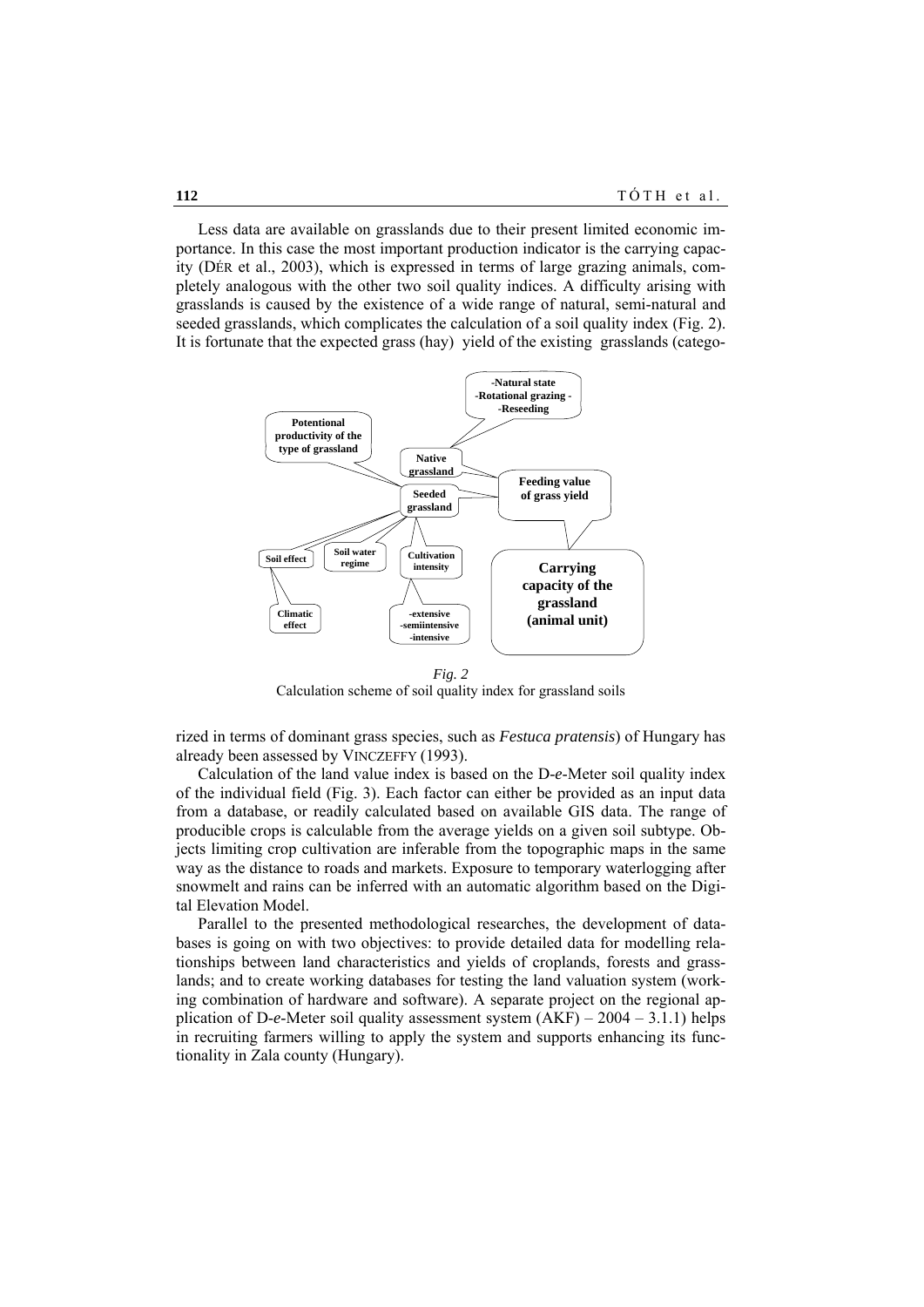Less data are available on grasslands due to their present limited economic importance. In this case the most important production indicator is the carrying capacity (DÉR et al., 2003), which is expressed in terms of large grazing animals, completely analogous with the other two soil quality indices. A difficulty arising with grasslands is caused by the existence of a wide range of natural, semi-natural and seeded grasslands, which complicates the calculation of a soil quality index (Fig. 2). It is fortunate that the expected grass (hay) yield of the existing grasslands (categorized in terms of dominant grass species, such as *Festuca pratensis*) of Hungary has already been assessed by VINCZEFFY (1993).

*Fig. 2*
Calculation scheme of soil quality index for grassland soils

Calculation of the land value index is based on the D-*e*-Meter soil quality index of the individual field (Fig. 3). Each factor can either be provided as an input data from a database, or readily calculated based on available GIS data. The range of producible crops is calculable from the average yields on a given soil subtype. Objects limiting crop cultivation are inferable from the topographic maps in the same way as the distance to roads and markets. Exposure to temporary waterlogging after snowmelt and rains can be inferred with an automatic algorithm based on the Digital Elevation Model.

Parallel to the presented methodological researches, the development of databases is going on with two objectives: to provide detailed data for modelling relationships between land characteristics and yields of croplands, forests and grasslands; and to create working databases for testing the land valuation system (working combination of hardware and software). A separate project on the regional application of D-*e*-Meter soil quality assessment system (AKF) – 2004 – 3.1.1) helps in recruiting farmers willing to apply the system and supports enhancing its functionality in Zala county (Hungary).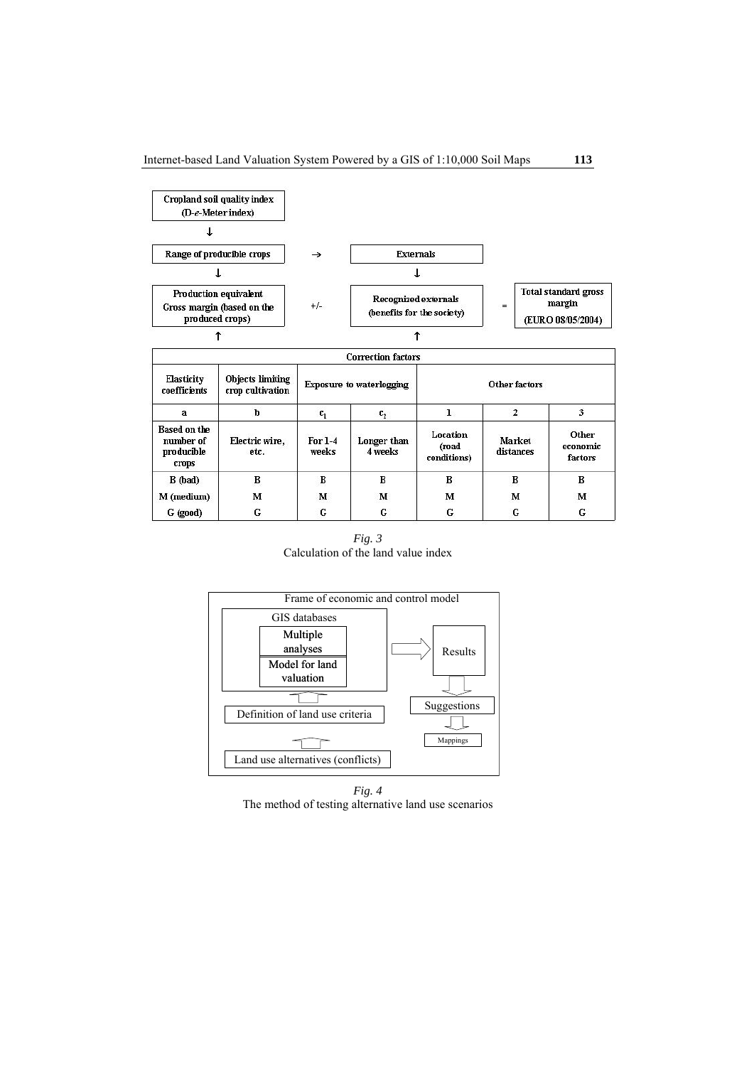Cropland soil quality index (D-*e*-Meter index)

↓

Range of producible crops → Externals

↓ ↓

Production equivalent Gross margin (based on the produced crops) +/- Recognized externals (benefits for the society) = Total standard gross margin (EURO 08/05/2004)

↑ ↑

| Correction factors | | | | | | |
|---|---|---|---|---|---|---|
| Elasticity coefficients | Objects limiting crop cultivation | Exposure to waterlogging | | Other factors | | |
| a | b | $c_1$ | $c_2$ | 1 | 2 | 3 |
| Based on the number of producible crops | Electric wire, etc. | For 1-4 weeks | Longer than 4 weeks | Location (road conditions) | Market distances | Other economic factors |
| B (bad) | B | B | B | B | B | B |
| M (medium) | M | M | M | M | M | M |
| G (good) | G | G | G | G | G | G |

*Fig. 3*
Calculation of the land value index

Frame of economic and control model

GIS databases: Multiple analyses; Model for land valuation ⇒ Results ⇓ Suggestions ⇓ Mappings

⇑ Definition of land use criteria

⇑ Land use alternatives (conflicts)

*Fig. 4*
The method of testing alternative land use scenarios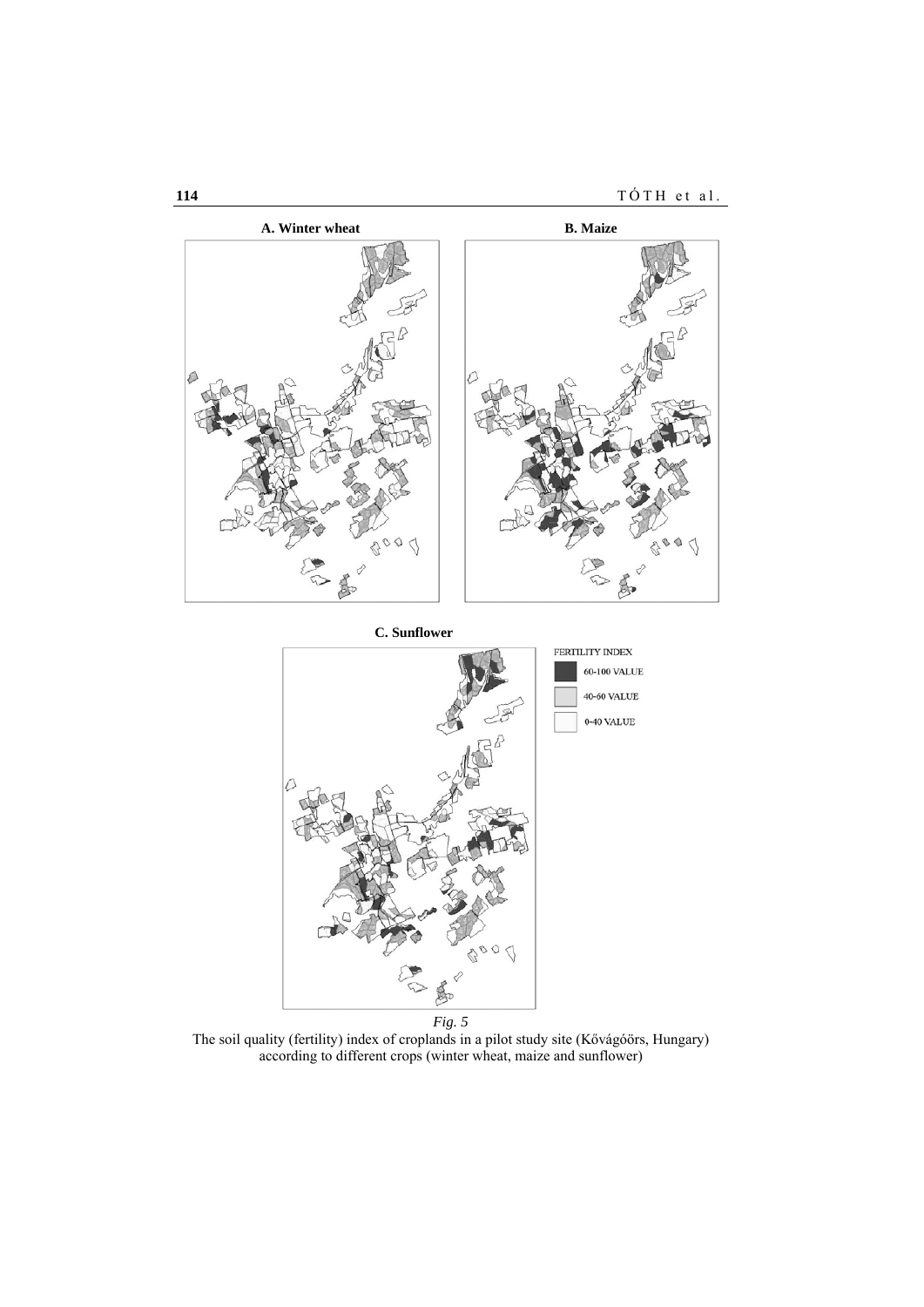**A. Winter wheat**

**B. Maize**

**C. Sunflower**

FERTILITY INDEX

- 60-100 VALUE
- 40-60 VALUE
- 0-40 VALUE

*Fig. 5*

The soil quality (fertility) index of croplands in a pilot study site (Kővágóörs, Hungary) according to different crops (winter wheat, maize and sunflower)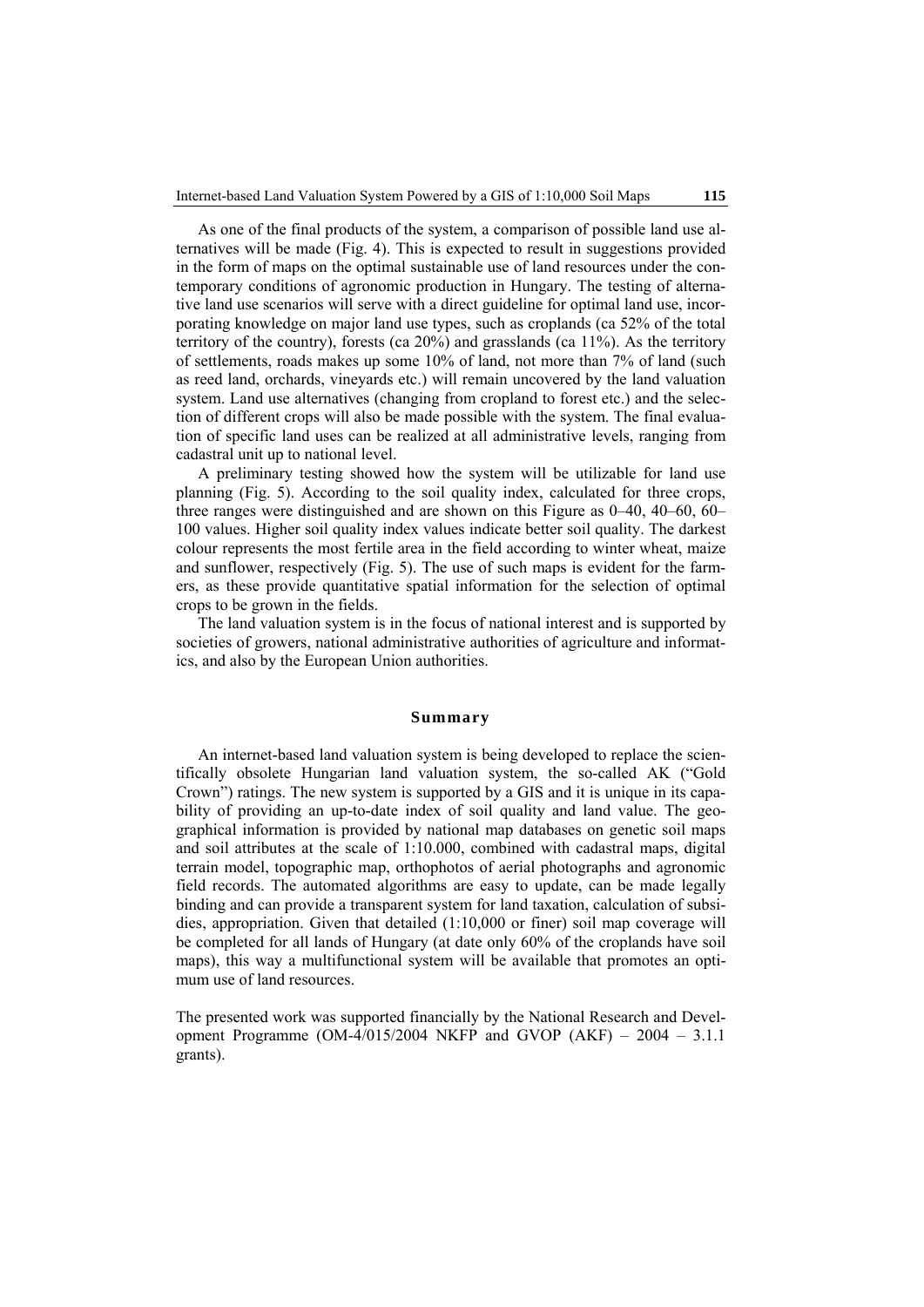As one of the final products of the system, a comparison of possible land use alternatives will be made (Fig. 4). This is expected to result in suggestions provided in the form of maps on the optimal sustainable use of land resources under the contemporary conditions of agronomic production in Hungary. The testing of alternative land use scenarios will serve with a direct guideline for optimal land use, incorporating knowledge on major land use types, such as croplands (ca 52% of the total territory of the country), forests (ca 20%) and grasslands (ca 11%). As the territory of settlements, roads makes up some 10% of land, not more than 7% of land (such as reed land, orchards, vineyards etc.) will remain uncovered by the land valuation system. Land use alternatives (changing from cropland to forest etc.) and the selection of different crops will also be made possible with the system. The final evaluation of specific land uses can be realized at all administrative levels, ranging from cadastral unit up to national level.

A preliminary testing showed how the system will be utilizable for land use planning (Fig. 5). According to the soil quality index, calculated for three crops, three ranges were distinguished and are shown on this Figure as 0–40, 40–60, 60–100 values. Higher soil quality index values indicate better soil quality. The darkest colour represents the most fertile area in the field according to winter wheat, maize and sunflower, respectively (Fig. 5). The use of such maps is evident for the farmers, as these provide quantitative spatial information for the selection of optimal crops to be grown in the fields.

The land valuation system is in the focus of national interest and is supported by societies of growers, national administrative authorities of agriculture and informatics, and also by the European Union authorities.

## Summary

An internet-based land valuation system is being developed to replace the scientifically obsolete Hungarian land valuation system, the so-called AK ("Gold Crown") ratings. The new system is supported by a GIS and it is unique in its capability of providing an up-to-date index of soil quality and land value. The geographical information is provided by national map databases on genetic soil maps and soil attributes at the scale of 1:10.000, combined with cadastral maps, digital terrain model, topographic map, orthophotos of aerial photographs and agronomic field records. The automated algorithms are easy to update, can be made legally binding and can provide a transparent system for land taxation, calculation of subsidies, appropriation. Given that detailed (1:10,000 or finer) soil map coverage will be completed for all lands of Hungary (at date only 60% of the croplands have soil maps), this way a multifunctional system will be available that promotes an optimum use of land resources.

The presented work was supported financially by the National Research and Development Programme (OM-4/015/2004 NKFP and GVOP (AKF) – 2004 – 3.1.1 grants).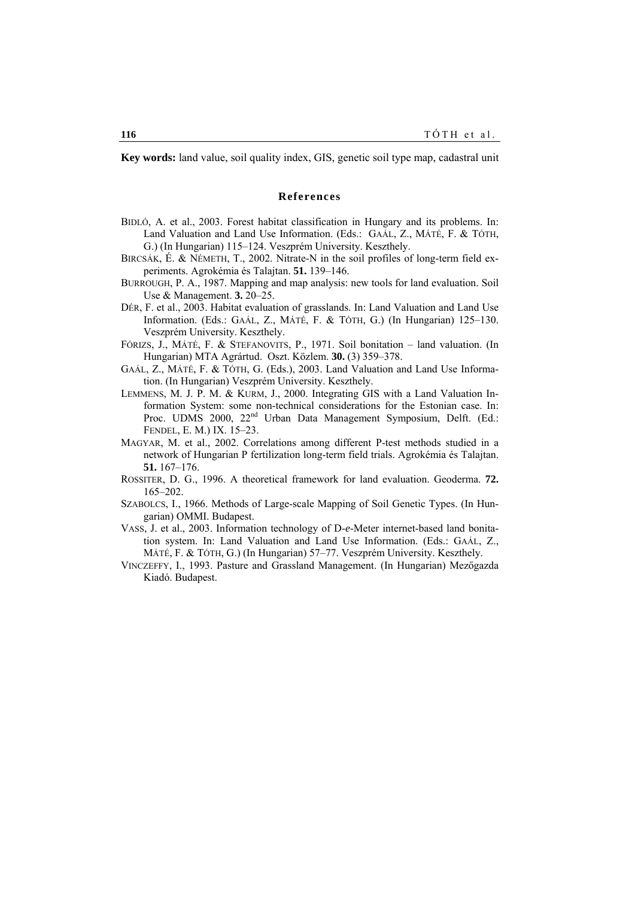**Key words:** land value, soil quality index, GIS, genetic soil type map, cadastral unit

## References

BIDLÓ, A. et al., 2003. Forest habitat classification in Hungary and its problems. In: Land Valuation and Land Use Information. (Eds.: GAÁL, Z., MÁTÉ, F. & TÓTH, G.) (In Hungarian) 115–124. Veszprém University. Keszthely.

BIRCSÁK, É. & NÉMETH, T., 2002. Nitrate-N in the soil profiles of long-term field experiments. Agrokémia és Talajtan. **51.** 139–146.

BURROUGH, P. A., 1987. Mapping and map analysis: new tools for land evaluation. Soil Use & Management. **3.** 20–25.

DÉR, F. et al., 2003. Habitat evaluation of grasslands. In: Land Valuation and Land Use Information. (Eds.: GAÁL, Z., MÁTÉ, F. & TÓTH, G.) (In Hungarian) 125–130. Veszprém University. Keszthely.

FÓRIZS, J., MÁTÉ, F. & STEFANOVITS, P., 1971. Soil bonitation – land valuation. (In Hungarian) MTA Agrártud. Oszt. Közlem. **30.** (3) 359–378.

GAÁL, Z., MÁTÉ, F. & TÓTH, G. (Eds.), 2003. Land Valuation and Land Use Information. (In Hungarian) Veszprém University. Keszthely.

LEMMENS, M. J. P. M. & KURM, J., 2000. Integrating GIS with a Land Valuation Information System: some non-technical considerations for the Estonian case. In: Proc. UDMS 2000, 22nd Urban Data Management Symposium, Delft. (Ed.: FENDEL, E. M.) IX. 15–23.

MAGYAR, M. et al., 2002. Correlations among different P-test methods studied in a network of Hungarian P fertilization long-term field trials. Agrokémia és Talajtan. **51.** 167–176.

ROSSITER, D. G., 1996. A theoretical framework for land evaluation. Geoderma. **72.** 165–202.

SZABOLCS, I., 1966. Methods of Large-scale Mapping of Soil Genetic Types. (In Hungarian) OMMI. Budapest.

VASS, J. et al., 2003. Information technology of D-*e*-Meter internet-based land bonitation system. In: Land Valuation and Land Use Information. (Eds.: GAÁL, Z., MÁTÉ, F. & TÓTH, G.) (In Hungarian) 57–77. Veszprém University. Keszthely.

VINCZEFFY, I., 1993. Pasture and Grassland Management. (In Hungarian) Mezőgazda Kiadó. Budapest.